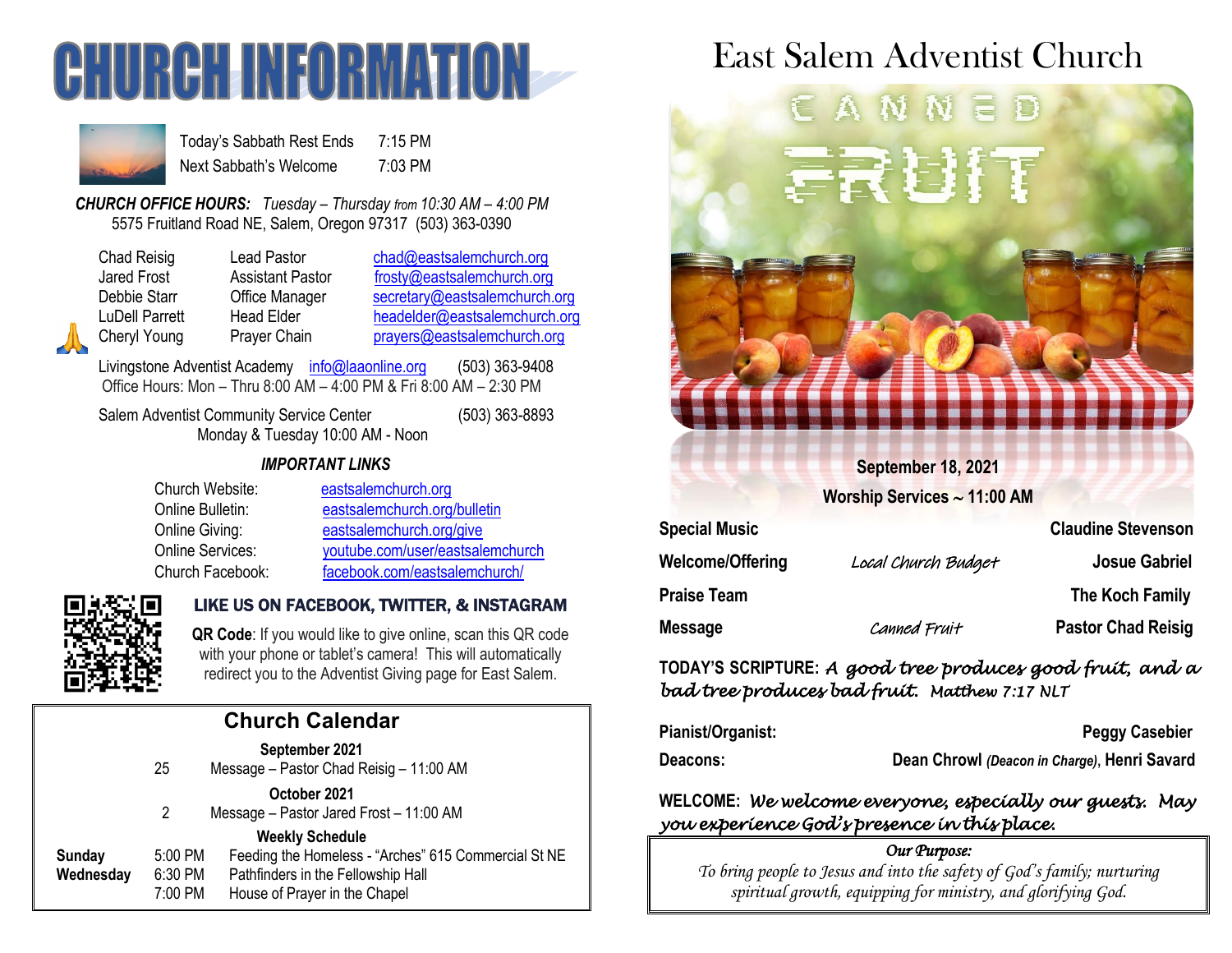# CHURCH INFORMATION

| | |
|---|---|
| Today's Sabbath Rest Ends | 7:15 PM |
| Next Sabbath's Welcome | 7:03 PM |

***CHURCH OFFICE HOURS:*** *Tuesday – Thursday from 10:30 AM – 4:00 PM*
5575 Fruitland Road NE, Salem, Oregon 97317 (503) 363-0390

| | | |
|---|---|---|
| Chad Reisig | Lead Pastor | chad@eastsalemchurch.org |
| Jared Frost | Assistant Pastor | frosty@eastsalemchurch.org |
| Debbie Starr | Office Manager | secretary@eastsalemchurch.org |
| LuDell Parrett | Head Elder | headelder@eastsalemchurch.org |
| Cheryl Young | Prayer Chain | prayers@eastsalemchurch.org |

Livingstone Adventist Academy info@laaonline.org (503) 363-9408
Office Hours: Mon – Thru 8:00 AM – 4:00 PM & Fri 8:00 AM – 2:30 PM

Salem Adventist Community Service Center (503) 363-8893
Monday & Tuesday 10:00 AM - Noon

***IMPORTANT LINKS***

| | |
|---|---|
| Church Website: | eastsalemchurch.org |
| Online Bulletin: | eastsalemchurch.org/bulletin |
| Online Giving: | eastsalemchurch.org/give |
| Online Services: | youtube.com/user/eastsalemchurch |
| Church Facebook: | facebook.com/eastsalemchurch/ |

**LIKE US ON FACEBOOK, TWITTER, & INSTAGRAM**

**QR Code**: If you would like to give online, scan this QR code with your phone or tablet's camera! This will automatically redirect you to the Adventist Giving page for East Salem.

## Church Calendar

**September 2021**

25 Message – Pastor Chad Reisig – 11:00 AM

**October 2021**

2 Message – Pastor Jared Frost – 11:00 AM

**Weekly Schedule**

| | | |
|---|---|---|
| **Sunday** | 5:00 PM | Feeding the Homeless - "Arches" 615 Commercial St NE |
| **Wednesday** | 6:30 PM | Pathfinders in the Fellowship Hall |
| | 7:00 PM | House of Prayer in the Chapel |

# East Salem Adventist Church

CANNED FRUIT

**September 18, 2021**
**Worship Services ~ 11:00 AM**

| | | |
|---|---|---|
| **Special Music** | | **Claudine Stevenson** |
| **Welcome/Offering** | *Local Church Budget* | **Josue Gabriel** |
| **Praise Team** | | **The Koch Family** |
| **Message** | *Canned Fruit* | **Pastor Chad Reisig** |

**TODAY'S SCRIPTURE:** *A good tree produces good fruit, and a bad tree produces bad fruit. Matthew 7:17 NLT*

**Pianist/Organist:** **Peggy Casebier**

**Deacons:** **Dean Chrowl** *(Deacon in Charge)*, **Henri Savard**

**WELCOME:** *We welcome everyone, especially our guests. May you experience God's presence in this place.*

*Our Purpose:*
*To bring people to Jesus and into the safety of God's family; nurturing spiritual growth, equipping for ministry, and glorifying God.*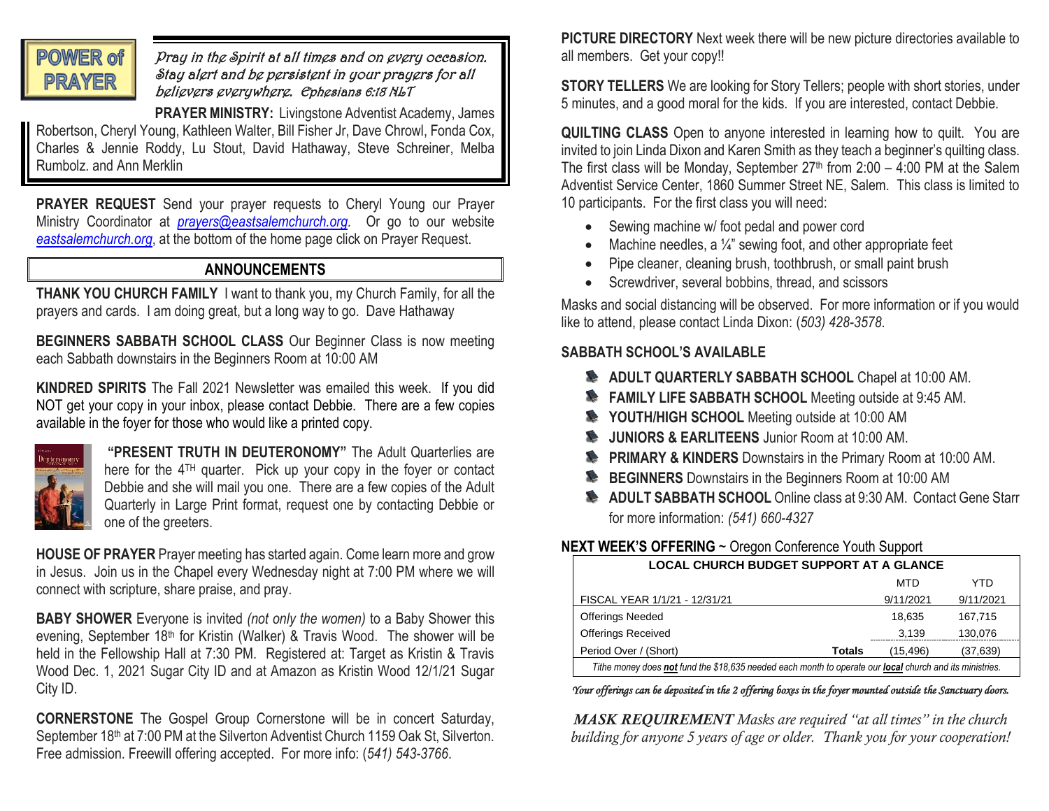**POWER of PRAYER**

*Pray in the Spirit at all times and on every occasion. Stay alert and be persistent in your prayers for all believers everywhere. Ephesians 6:18 NLT*

**PRAYER MINISTRY:** Livingstone Adventist Academy, James Robertson, Cheryl Young, Kathleen Walter, Bill Fisher Jr, Dave Chrowl, Fonda Cox, Charles & Jennie Roddy, Lu Stout, David Hathaway, Steve Schreiner, Melba Rumbolz. and Ann Merklin

**PRAYER REQUEST** Send your prayer requests to Cheryl Young our Prayer Ministry Coordinator at *prayers@eastsalemchurch.org*. Or go to our website *eastsalemchurch.org*, at the bottom of the home page click on Prayer Request.

## ANNOUNCEMENTS

**THANK YOU CHURCH FAMILY** I want to thank you, my Church Family, for all the prayers and cards. I am doing great, but a long way to go. Dave Hathaway

**BEGINNERS SABBATH SCHOOL CLASS** Our Beginner Class is now meeting each Sabbath downstairs in the Beginners Room at 10:00 AM

**KINDRED SPIRITS** The Fall 2021 Newsletter was emailed this week. If you did NOT get your copy in your inbox, please contact Debbie. There are a few copies available in the foyer for those who would like a printed copy.

**"PRESENT TRUTH IN DEUTERONOMY"** The Adult Quarterlies are here for the 4TH quarter. Pick up your copy in the foyer or contact Debbie and she will mail you one. There are a few copies of the Adult Quarterly in Large Print format, request one by contacting Debbie or one of the greeters.

**HOUSE OF PRAYER** Prayer meeting has started again. Come learn more and grow in Jesus. Join us in the Chapel every Wednesday night at 7:00 PM where we will connect with scripture, share praise, and pray.

**BABY SHOWER** Everyone is invited *(not only the women)* to a Baby Shower this evening, September 18th for Kristin (Walker) & Travis Wood. The shower will be held in the Fellowship Hall at 7:30 PM. Registered at: Target as Kristin & Travis Wood Dec. 1, 2021 Sugar City ID and at Amazon as Kristin Wood 12/1/21 Sugar City ID.

**CORNERSTONE** The Gospel Group Cornerstone will be in concert Saturday, September 18th at 7:00 PM at the Silverton Adventist Church 1159 Oak St, Silverton. Free admission. Freewill offering accepted. For more info: (*541) 543-3766*.

**PICTURE DIRECTORY** Next week there will be new picture directories available to all members. Get your copy!!

**STORY TELLERS** We are looking for Story Tellers; people with short stories, under 5 minutes, and a good moral for the kids. If you are interested, contact Debbie.

**QUILTING CLASS** Open to anyone interested in learning how to quilt. You are invited to join Linda Dixon and Karen Smith as they teach a beginner's quilting class. The first class will be Monday, September 27th from 2:00 – 4:00 PM at the Salem Adventist Service Center, 1860 Summer Street NE, Salem. This class is limited to 10 participants. For the first class you will need:

- Sewing machine w/ foot pedal and power cord
- Machine needles, a ¼" sewing foot, and other appropriate feet
- Pipe cleaner, cleaning brush, toothbrush, or small paint brush
- Screwdriver, several bobbins, thread, and scissors

Masks and social distancing will be observed. For more information or if you would like to attend, please contact Linda Dixon: (*503) 428-3578*.

**SABBATH SCHOOL'S AVAILABLE**

- **ADULT QUARTERLY SABBATH SCHOOL** Chapel at 10:00 AM.
- **FAMILY LIFE SABBATH SCHOOL** Meeting outside at 9:45 AM.
- **YOUTH/HIGH SCHOOL** Meeting outside at 10:00 AM
- **JUNIORS & EARLITEENS** Junior Room at 10:00 AM.
- **PRIMARY & KINDERS** Downstairs in the Primary Room at 10:00 AM.
- **BEGINNERS** Downstairs in the Beginners Room at 10:00 AM
- **ADULT SABBATH SCHOOL** Online class at 9:30 AM. Contact Gene Starr for more information: *(541) 660-4327*

**NEXT WEEK'S OFFERING** ~ Oregon Conference Youth Support

| LOCAL CHURCH BUDGET SUPPORT AT A GLANCE | | | |
|---|---|---|---|
| | | MTD | YTD |
| FISCAL YEAR 1/1/21 - 12/31/21 | | 9/11/2021 | 9/11/2021 |
| Offerings Needed | | 18,635 | 167,715 |
| Offerings Received | | 3,139 | 130,076 |
| Period Over / (Short) | **Totals** | (15,496) | (37,639) |

*Tithe money does **not** fund the $18,635 needed each month to operate our **local** church and its ministries.*

*Your offerings can be deposited in the 2 offering boxes in the foyer mounted outside the Sanctuary doors.*

***MASK REQUIREMENT*** *Masks are required "at all times" in the church building for anyone 5 years of age or older. Thank you for your cooperation!*